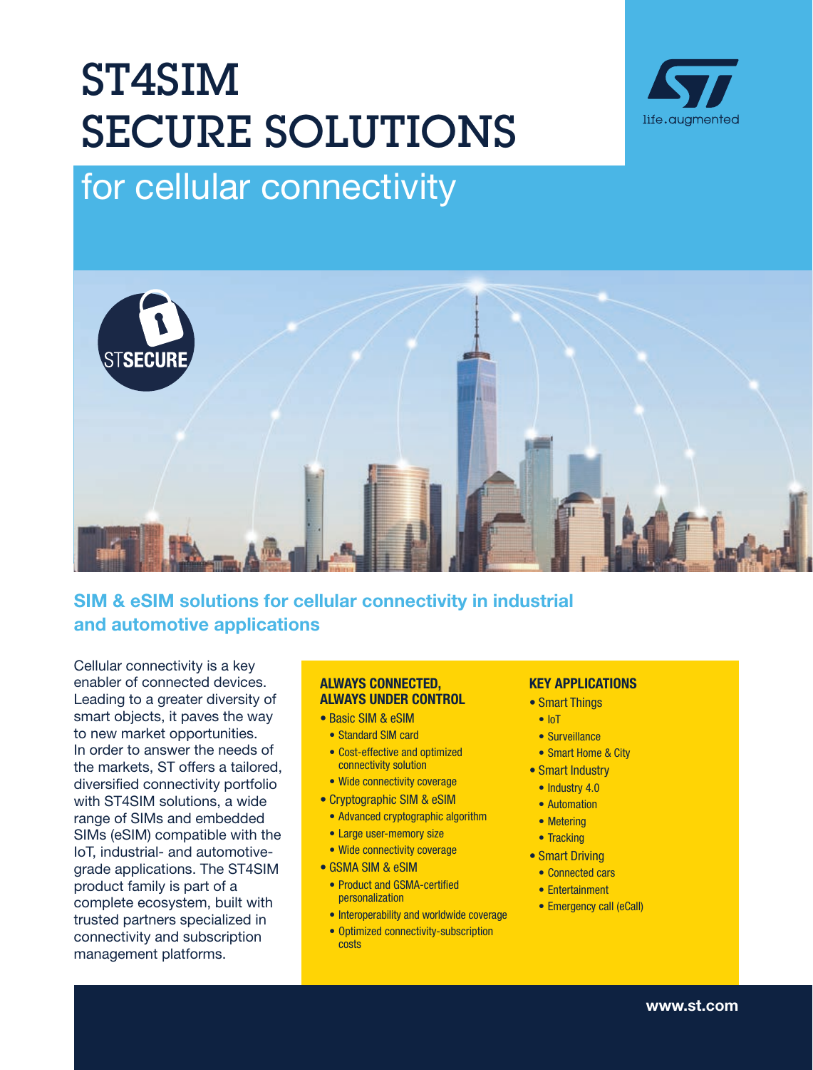# ST4SIM SECURE SOLUTIONS

## for cellular connectivity

life.augmented

STSECURE

## SIM & eSIM solutions for cellular connectivity in industrial and automotive applications

Cellular connectivity is a key enabler of connected devices. Leading to a greater diversity of smart objects, it paves the way to new market opportunities. In order to answer the needs of the markets, ST offers a tailored, diversified connectivity portfolio with ST4SIM solutions, a wide range of SIMs and embedded SIMs (eSIM) compatible with the IoT, industrial- and automotive-grade applications. The ST4SIM product family is part of a complete ecosystem, built with trusted partners specialized in connectivity and subscription management platforms.

### ALWAYS CONNECTED, ALWAYS UNDER CONTROL

- Basic SIM & eSIM
  - Standard SIM card
  - Cost-effective and optimized connectivity solution
  - Wide connectivity coverage
- Cryptographic SIM & eSIM
  - Advanced cryptographic algorithm
  - Large user-memory size
  - Wide connectivity coverage
- GSMA SIM & eSIM
  - Product and GSMA-certified personalization
  - Interoperability and worldwide coverage
  - Optimized connectivity-subscription costs

### KEY APPLICATIONS

- Smart Things
  - IoT
  - Surveillance
  - Smart Home & City
- Smart Industry
  - Industry 4.0
  - Automation
  - Metering
  - Tracking
- Smart Driving
  - Connected cars
  - Entertainment
  - Emergency call (eCall)

www.st.com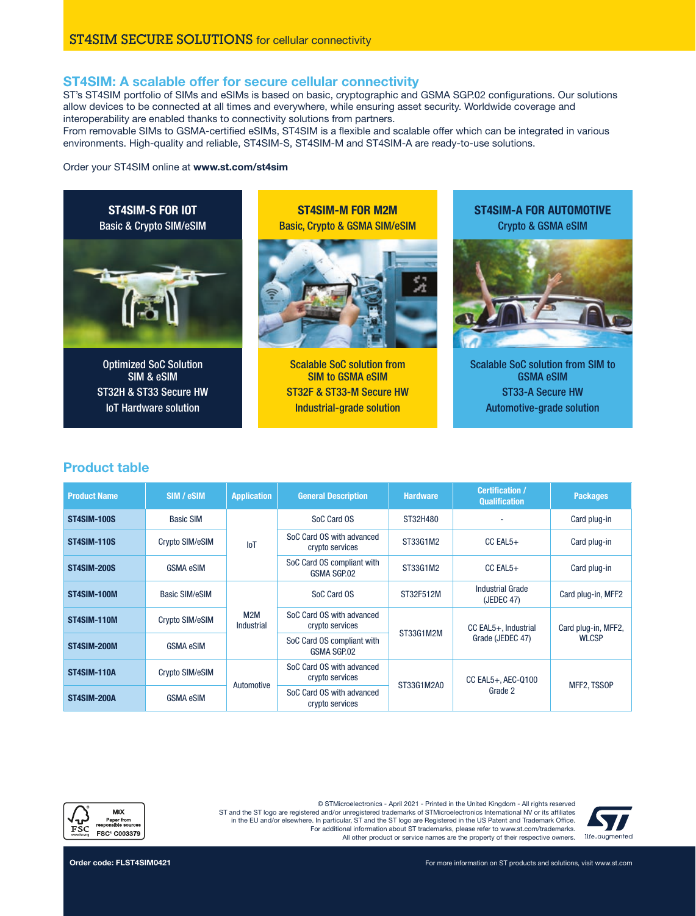## ST4SIM: A scalable offer for secure cellular connectivity

ST's ST4SIM portfolio of SIMs and eSIMs is based on basic, cryptographic and GSMA SGP.02 configurations. Our solutions allow devices to be connected at all times and everywhere, while ensuring asset security. Worldwide coverage and interoperability are enabled thanks to connectivity solutions from partners.

From removable SIMs to GSMA-certified eSIMs, ST4SIM is a flexible and scalable offer which can be integrated in various environments. High-quality and reliable, ST4SIM-S, ST4SIM-M and ST4SIM-A are ready-to-use solutions.

Order your ST4SIM online at **www.st.com/st4sim**

**ST4SIM-S FOR IOT**
Basic & Crypto SIM/eSIM

Optimized SoC Solution
SIM & eSIM
ST32H & ST33 Secure HW
IoT Hardware solution

**ST4SIM-M FOR M2M**
Basic, Crypto & GSMA SIM/eSIM

Scalable SoC solution from SIM to GSMA eSIM
ST32F & ST33-M Secure HW
Industrial-grade solution

**ST4SIM-A FOR AUTOMOTIVE**
Crypto & GSMA eSIM

Scalable SoC solution from SIM to GSMA eSIM
ST33-A Secure HW
Automotive-grade solution

## Product table

| Product Name | SIM / eSIM | Application | General Description | Hardware | Certification / Qualification | Packages |
|---|---|---|---|---|---|---|
| **ST4SIM-100S** | Basic SIM | IoT | SoC Card OS | ST32H480 | - | Card plug-in |
| **ST4SIM-110S** | Crypto SIM/eSIM | IoT | SoC Card OS with advanced crypto services | ST33G1M2 | CC EAL5+ | Card plug-in |
| **ST4SIM-200S** | GSMA eSIM | IoT | SoC Card OS compliant with GSMA SGP.02 | ST33G1M2 | CC EAL5+ | Card plug-in |
| **ST4SIM-100M** | Basic SIM/eSIM | M2M Industrial | SoC Card OS | ST32F512M | Industrial Grade (JEDEC 47) | Card plug-in, MFF2 |
| **ST4SIM-110M** | Crypto SIM/eSIM | M2M Industrial | SoC Card OS with advanced crypto services | ST33G1M2M | CC EAL5+, Industrial Grade (JEDEC 47) | Card plug-in, MFF2, WLCSP |
| **ST4SIM-200M** | GSMA eSIM | M2M Industrial | SoC Card OS compliant with GSMA SGP.02 | ST33G1M2M | CC EAL5+, Industrial Grade (JEDEC 47) | Card plug-in, MFF2, WLCSP |
| **ST4SIM-110A** | Crypto SIM/eSIM | Automotive | SoC Card OS with advanced crypto services | ST33G1M2A0 | CC EAL5+, AEC-Q100 Grade 2 | MFF2, TSSOP |
| **ST4SIM-200A** | GSMA eSIM | Automotive | SoC Card OS with advanced crypto services | ST33G1M2A0 | CC EAL5+, AEC-Q100 Grade 2 | MFF2, TSSOP |

© STMicroelectronics - April 2021 - Printed in the United Kingdom - All rights reserved
ST and the ST logo are registered and/or unregistered trademarks of STMicroelectronics International NV or its affiliates in the EU and/or elsewhere. In particular, ST and the ST logo are Registered in the US Patent and Trademark Office.
For additional information about ST trademarks, please refer to www.st.com/trademarks.
All other product or service names are the property of their respective owners.

**Order code: FLST4SIM0421**

For more information on ST products and solutions, visit www.st.com